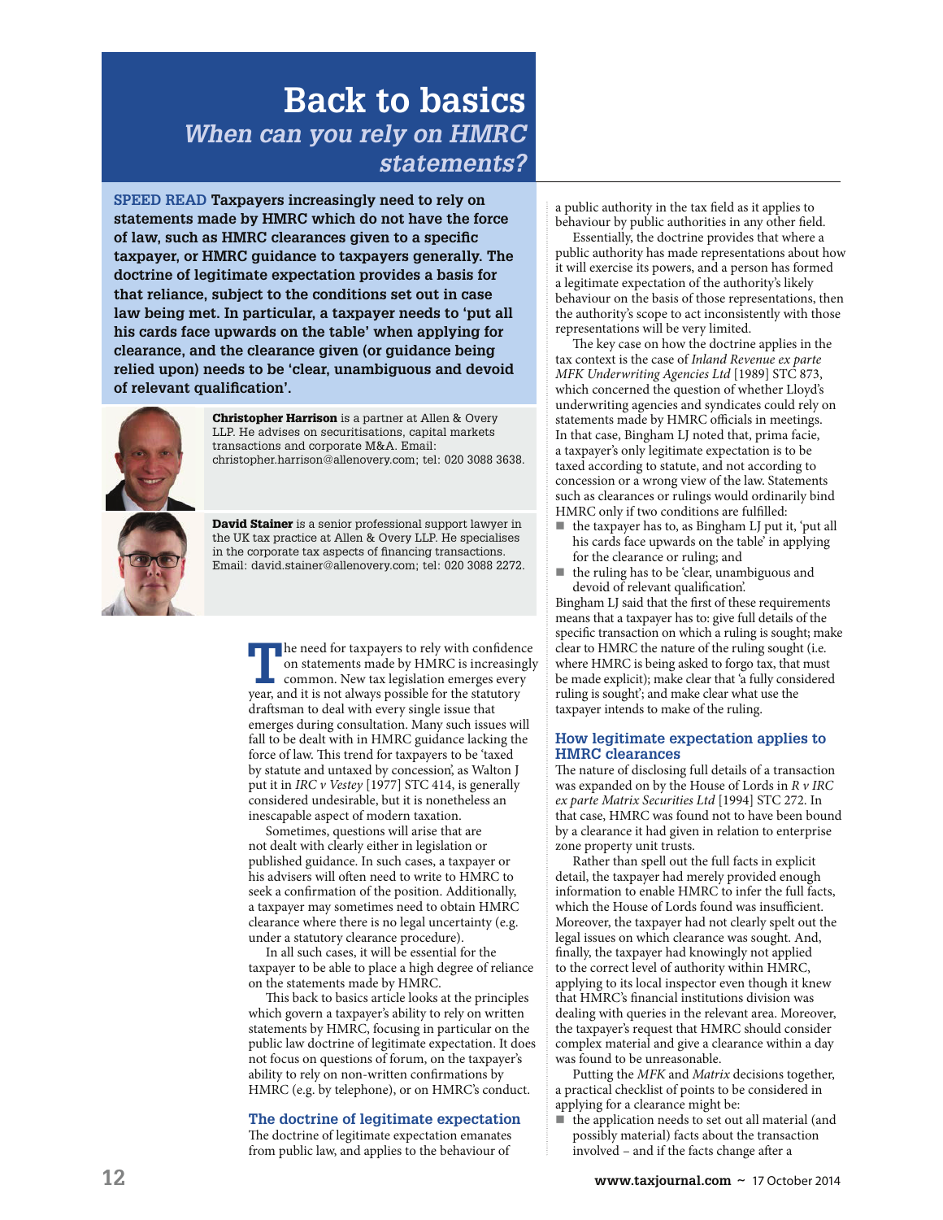# Back to basics

## *When can you rely on HMRC statements?*

**SPEED READ Taxpayers increasingly need to rely on statements made by HMRC which do not have the force of law, such as HMRC clearances given to a specific taxpayer, or HMRC guidance to taxpayers generally. The doctrine of legitimate expectation provides a basis for that reliance, subject to the conditions set out in case law being met. In particular, a taxpayer needs to 'put all his cards face upwards on the table' when applying for clearance, and the clearance given (or guidance being relied upon) needs to be 'clear, unambiguous and devoid of relevant qualification'.**

**Christopher Harrison** is a partner at Allen & Overy LLP. He advises on securitisations, capital markets transactions and corporate M&A. Email: christopher.harrison@allenovery.com; tel: 020 3088 3638.

**David Stainer** is a senior professional support lawyer in the UK tax practice at Allen & Overy LLP. He specialises in the corporate tax aspects of financing transactions. Email: david.stainer@allenovery.com; tel: 020 3088 2272.

The need for taxpayers to rely with confidence on statements made by HMRC is increasingly common. New tax legislation emerges every year, and it is not always possible for the statutory draftsman to deal with every single issue that emerges during consultation. Many such issues will fall to be dealt with in HMRC guidance lacking the force of law. This trend for taxpayers to be 'taxed by statute and untaxed by concession', as Walton J put it in *IRC v Vestey* [1977] STC 414, is generally considered undesirable, but it is nonetheless an inescapable aspect of modern taxation.

Sometimes, questions will arise that are not dealt with clearly either in legislation or published guidance. In such cases, a taxpayer or his advisers will often need to write to HMRC to seek a confirmation of the position. Additionally, a taxpayer may sometimes need to obtain HMRC clearance where there is no legal uncertainty (e.g. under a statutory clearance procedure).

In all such cases, it will be essential for the taxpayer to be able to place a high degree of reliance on the statements made by HMRC.

This back to basics article looks at the principles which govern a taxpayer's ability to rely on written statements by HMRC, focusing in particular on the public law doctrine of legitimate expectation. It does not focus on questions of forum, on the taxpayer's ability to rely on non-written confirmations by HMRC (e.g. by telephone), or on HMRC's conduct.

### The doctrine of legitimate expectation

The doctrine of legitimate expectation emanates from public law, and applies to the behaviour of a public authority in the tax field as it applies to behaviour by public authorities in any other field.

Essentially, the doctrine provides that where a public authority has made representations about how it will exercise its powers, and a person has formed a legitimate expectation of the authority's likely behaviour on the basis of those representations, then the authority's scope to act inconsistently with those representations will be very limited.

The key case on how the doctrine applies in the tax context is the case of *Inland Revenue ex parte MFK Underwriting Agencies Ltd* [1989] STC 873, which concerned the question of whether Lloyd's underwriting agencies and syndicates could rely on statements made by HMRC officials in meetings. In that case, Bingham LJ noted that, prima facie, a taxpayer's only legitimate expectation is to be taxed according to statute, and not according to concession or a wrong view of the law. Statements such as clearances or rulings would ordinarily bind HMRC only if two conditions are fulfilled:

- the taxpayer has to, as Bingham LJ put it, 'put all his cards face upwards on the table' in applying for the clearance or ruling; and
- the ruling has to be 'clear, unambiguous and devoid of relevant qualification'.

Bingham LJ said that the first of these requirements means that a taxpayer has to: give full details of the specific transaction on which a ruling is sought; make clear to HMRC the nature of the ruling sought (i.e. where HMRC is being asked to forgo tax, that must be made explicit); make clear that 'a fully considered ruling is sought'; and make clear what use the taxpayer intends to make of the ruling.

### How legitimate expectation applies to HMRC clearances

The nature of disclosing full details of a transaction was expanded on by the House of Lords in *R v IRC ex parte Matrix Securities Ltd* [1994] STC 272. In that case, HMRC was found not to have been bound by a clearance it had given in relation to enterprise zone property unit trusts.

Rather than spell out the full facts in explicit detail, the taxpayer had merely provided enough information to enable HMRC to infer the full facts, which the House of Lords found was insufficient. Moreover, the taxpayer had not clearly spelt out the legal issues on which clearance was sought. And, finally, the taxpayer had knowingly not applied to the correct level of authority within HMRC, applying to its local inspector even though it knew that HMRC's financial institutions division was dealing with queries in the relevant area. Moreover, the taxpayer's request that HMRC should consider complex material and give a clearance within a day was found to be unreasonable.

Putting the *MFK* and *Matrix* decisions together, a practical checklist of points to be considered in applying for a clearance might be:

- the application needs to set out all material (and possibly material) facts about the transaction involved – and if the facts change after a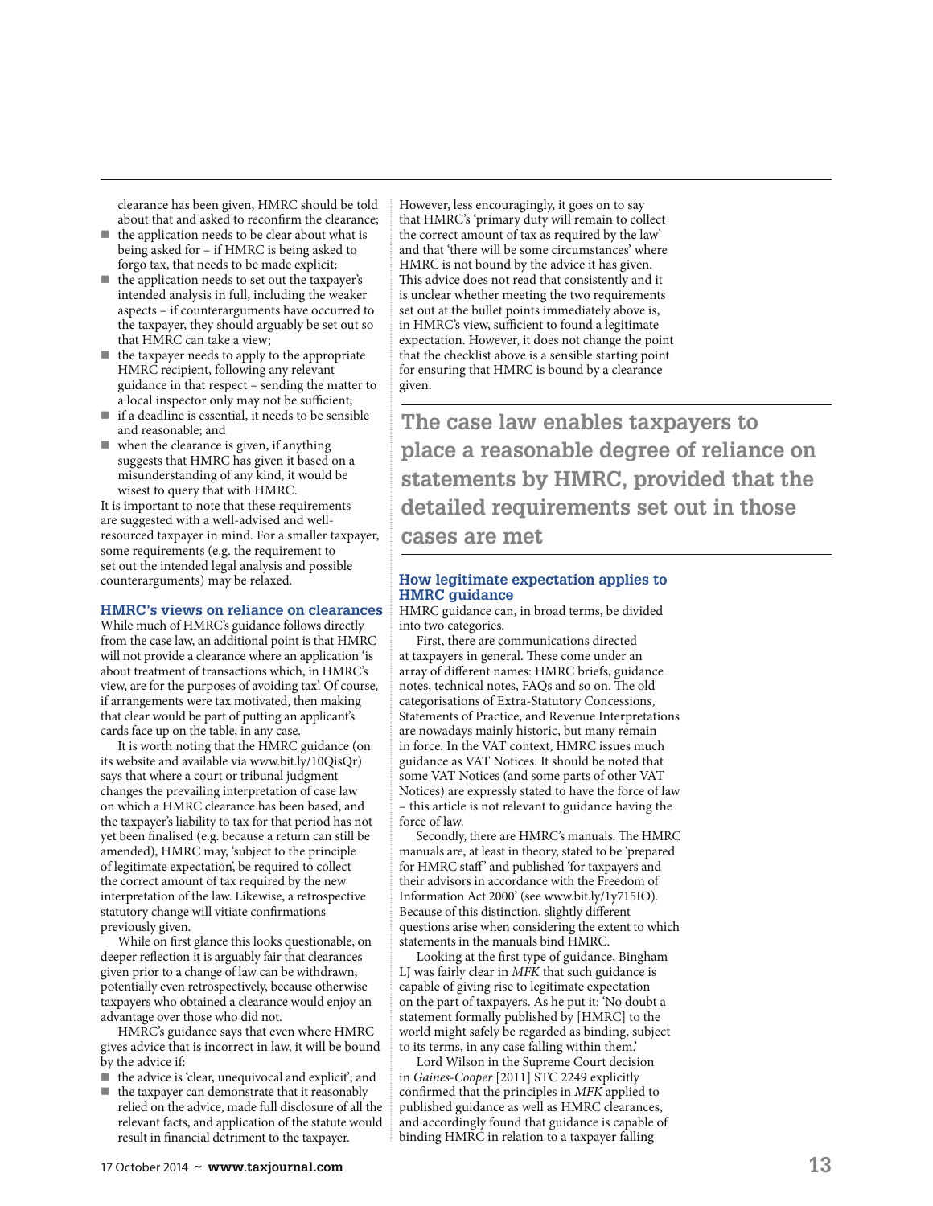clearance has been given, HMRC should be told about that and asked to reconfirm the clearance;

- the application needs to be clear about what is being asked for – if HMRC is being asked to forgo tax, that needs to be made explicit;
- the application needs to set out the taxpayer's intended analysis in full, including the weaker aspects – if counterarguments have occurred to the taxpayer, they should arguably be set out so that HMRC can take a view;
- the taxpayer needs to apply to the appropriate HMRC recipient, following any relevant guidance in that respect – sending the matter to a local inspector only may not be sufficient;
- if a deadline is essential, it needs to be sensible and reasonable; and
- when the clearance is given, if anything suggests that HMRC has given it based on a misunderstanding of any kind, it would be wisest to query that with HMRC.

It is important to note that these requirements are suggested with a well-advised and well-resourced taxpayer in mind. For a smaller taxpayer, some requirements (e.g. the requirement to set out the intended legal analysis and possible counterarguments) may be relaxed.

### HMRC's views on reliance on clearances

While much of HMRC's guidance follows directly from the case law, an additional point is that HMRC will not provide a clearance where an application 'is about treatment of transactions which, in HMRC's view, are for the purposes of avoiding tax'. Of course, if arrangements were tax motivated, then making that clear would be part of putting an applicant's cards face up on the table, in any case.

It is worth noting that the HMRC guidance (on its website and available via www.bit.ly/10QisQr) says that where a court or tribunal judgment changes the prevailing interpretation of case law on which a HMRC clearance has been based, and the taxpayer's liability to tax for that period has not yet been finalised (e.g. because a return can still be amended), HMRC may, 'subject to the principle of legitimate expectation', be required to collect the correct amount of tax required by the new interpretation of the law. Likewise, a retrospective statutory change will vitiate confirmations previously given.

While on first glance this looks questionable, on deeper reflection it is arguably fair that clearances given prior to a change of law can be withdrawn, potentially even retrospectively, because otherwise taxpayers who obtained a clearance would enjoy an advantage over those who did not.

HMRC's guidance says that even where HMRC gives advice that is incorrect in law, it will be bound by the advice if:

- the advice is 'clear, unequivocal and explicit'; and
- the taxpayer can demonstrate that it reasonably relied on the advice, made full disclosure of all the relevant facts, and application of the statute would result in financial detriment to the taxpayer.

However, less encouragingly, it goes on to say that HMRC's 'primary duty will remain to collect the correct amount of tax as required by the law' and that 'there will be some circumstances' where HMRC is not bound by the advice it has given. This advice does not read that consistently and it is unclear whether meeting the two requirements set out at the bullet points immediately above is, in HMRC's view, sufficient to found a legitimate expectation. However, it does not change the point that the checklist above is a sensible starting point for ensuring that HMRC is bound by a clearance given.

**The case law enables taxpayers to place a reasonable degree of reliance on statements by HMRC, provided that the detailed requirements set out in those cases are met**

### How legitimate expectation applies to HMRC guidance

HMRC guidance can, in broad terms, be divided into two categories.

First, there are communications directed at taxpayers in general. These come under an array of different names: HMRC briefs, guidance notes, technical notes, FAQs and so on. The old categorisations of Extra-Statutory Concessions, Statements of Practice, and Revenue Interpretations are nowadays mainly historic, but many remain in force. In the VAT context, HMRC issues much guidance as VAT Notices. It should be noted that some VAT Notices (and some parts of other VAT Notices) are expressly stated to have the force of law – this article is not relevant to guidance having the force of law.

Secondly, there are HMRC's manuals. The HMRC manuals are, at least in theory, stated to be 'prepared for HMRC staff' and published 'for taxpayers and their advisors in accordance with the Freedom of Information Act 2000' (see www.bit.ly/1y715IO). Because of this distinction, slightly different questions arise when considering the extent to which statements in the manuals bind HMRC.

Looking at the first type of guidance, Bingham LJ was fairly clear in *MFK* that such guidance is capable of giving rise to legitimate expectation on the part of taxpayers. As he put it: 'No doubt a statement formally published by [HMRC] to the world might safely be regarded as binding, subject to its terms, in any case falling within them.'

Lord Wilson in the Supreme Court decision in *Gaines-Cooper* [2011] STC 2249 explicitly confirmed that the principles in *MFK* applied to published guidance as well as HMRC clearances, and accordingly found that guidance is capable of binding HMRC in relation to a taxpayer falling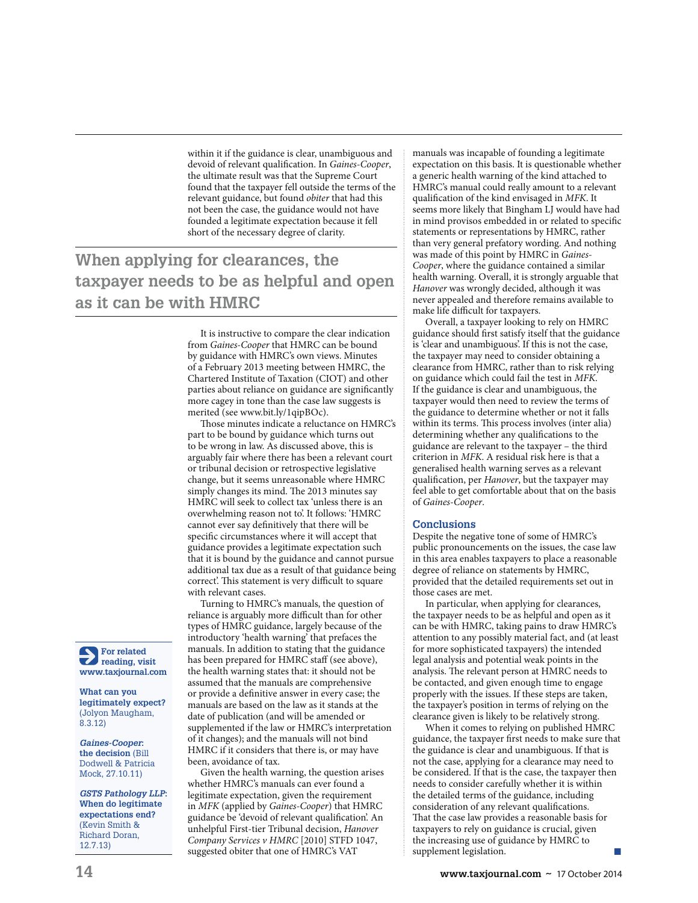within it if the guidance is clear, unambiguous and devoid of relevant qualification. In *Gaines-Cooper*, the ultimate result was that the Supreme Court found that the taxpayer fell outside the terms of the relevant guidance, but found *obiter* that had this not been the case, the guidance would not have founded a legitimate expectation because it fell short of the necessary degree of clarity.

> **When applying for clearances, the taxpayer needs to be as helpful and open as it can be with HMRC**

It is instructive to compare the clear indication from *Gaines-Cooper* that HMRC can be bound by guidance with HMRC's own views. Minutes of a February 2013 meeting between HMRC, the Chartered Institute of Taxation (CIOT) and other parties about reliance on guidance are significantly more cagey in tone than the case law suggests is merited (see www.bit.ly/1qipBOc).

Those minutes indicate a reluctance on HMRC's part to be bound by guidance which turns out to be wrong in law. As discussed above, this is arguably fair where there has been a relevant court or tribunal decision or retrospective legislative change, but it seems unreasonable where HMRC simply changes its mind. The 2013 minutes say HMRC will seek to collect tax 'unless there is an overwhelming reason not to'. It follows: 'HMRC cannot ever say definitively that there will be specific circumstances where it will accept that guidance provides a legitimate expectation such that it is bound by the guidance and cannot pursue additional tax due as a result of that guidance being correct'. This statement is very difficult to square with relevant cases.

Turning to HMRC's manuals, the question of reliance is arguably more difficult than for other types of HMRC guidance, largely because of the introductory 'health warning' that prefaces the manuals. In addition to stating that the guidance has been prepared for HMRC staff (see above), the health warning states that: it should not be assumed that the manuals are comprehensive or provide a definitive answer in every case; the manuals are based on the law as it stands at the date of publication (and will be amended or supplemented if the law or HMRC's interpretation of it changes); and the manuals will not bind HMRC if it considers that there is, or may have been, avoidance of tax.

Given the health warning, the question arises whether HMRC's manuals can ever found a legitimate expectation, given the requirement in *MFK* (applied by *Gaines-Cooper*) that HMRC guidance be 'devoid of relevant qualification'. An unhelpful First-tier Tribunal decision, *Hanover Company Services v HMRC* [2010] STFD 1047, suggested obiter that one of HMRC's VAT manuals was incapable of founding a legitimate expectation on this basis. It is questionable whether a generic health warning of the kind attached to HMRC's manual could really amount to a relevant qualification of the kind envisaged in *MFK*. It seems more likely that Bingham LJ would have had in mind provisos embedded in or related to specific statements or representations by HMRC, rather than very general prefatory wording. And nothing was made of this point by HMRC in *Gaines-Cooper*, where the guidance contained a similar health warning. Overall, it is strongly arguable that *Hanover* was wrongly decided, although it was never appealed and therefore remains available to make life difficult for taxpayers.

Overall, a taxpayer looking to rely on HMRC guidance should first satisfy itself that the guidance is 'clear and unambiguous'. If this is not the case, the taxpayer may need to consider obtaining a clearance from HMRC, rather than to risk relying on guidance which could fail the test in *MFK*. If the guidance is clear and unambiguous, the taxpayer would then need to review the terms of the guidance to determine whether or not it falls within its terms. This process involves (inter alia) determining whether any qualifications to the guidance are relevant to the taxpayer – the third criterion in *MFK*. A residual risk here is that a generalised health warning serves as a relevant qualification, per *Hanover*, but the taxpayer may feel able to get comfortable about that on the basis of *Gaines-Cooper*.

## Conclusions

Despite the negative tone of some of HMRC's public pronouncements on the issues, the case law in this area enables taxpayers to place a reasonable degree of reliance on statements by HMRC, provided that the detailed requirements set out in those cases are met.

In particular, when applying for clearances, the taxpayer needs to be as helpful and open as it can be with HMRC, taking pains to draw HMRC's attention to any possibly material fact, and (at least for more sophisticated taxpayers) the intended legal analysis and potential weak points in the analysis. The relevant person at HMRC needs to be contacted, and given enough time to engage properly with the issues. If these steps are taken, the taxpayer's position in terms of relying on the clearance given is likely to be relatively strong.

When it comes to relying on published HMRC guidance, the taxpayer first needs to make sure that the guidance is clear and unambiguous. If that is not the case, applying for a clearance may need to be considered. If that is the case, the taxpayer then needs to consider carefully whether it is within the detailed terms of the guidance, including consideration of any relevant qualifications. That the case law provides a reasonable basis for taxpayers to rely on guidance is crucial, given the increasing use of guidance by HMRC to supplement legislation. ■

**For related reading, visit www.taxjournal.com**

**What can you legitimately expect?** (Jolyon Maugham, 8.3.12)

***Gaines-Cooper*: the decision** (Bill Dodwell & Patricia Mock, 27.10.11)

***GSTS Pathology LLP*: When do legitimate expectations end?** (Kevin Smith & Richard Doran, 12.7.13)